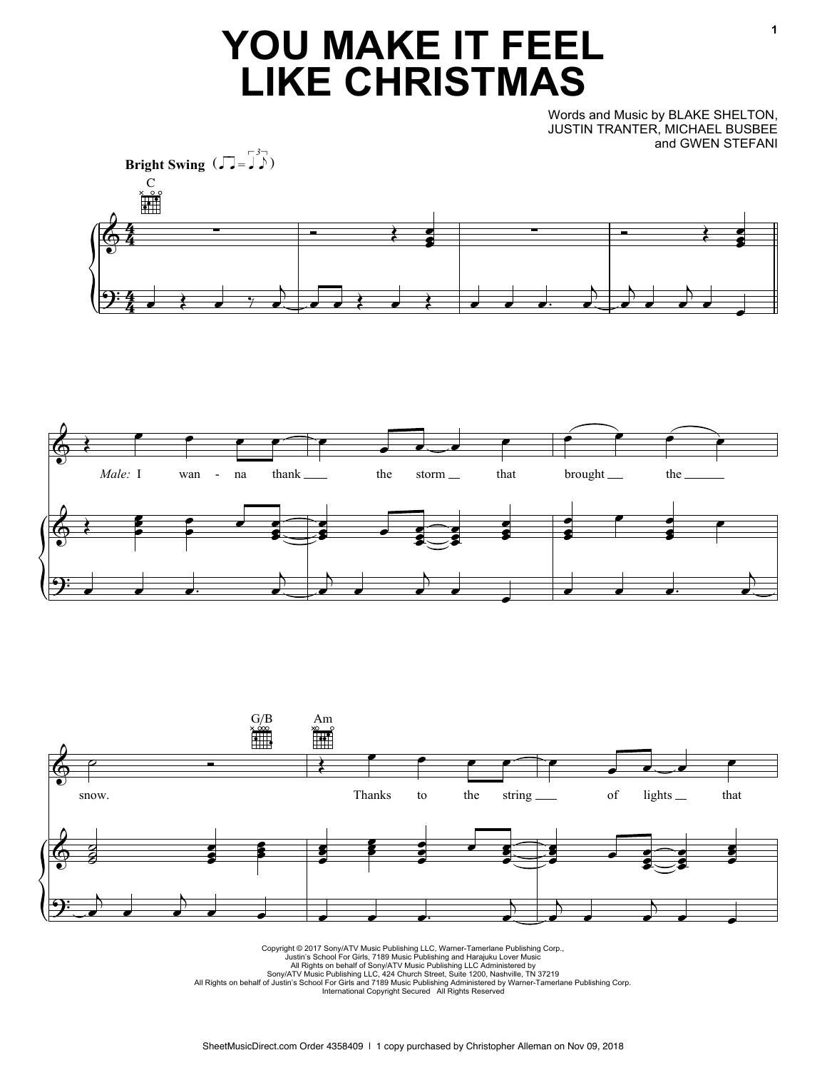# YOU MAKE IT FEEL LIKE CHRISTMAS

Words and Music by BLAKE SHELTON, JUSTIN TRANTER, MICHAEL BUSBEE and GWEN STEFANI

**Bright Swing**

*Male:* I wan-na thank the storm that brought the snow. Thanks to the string of lights that

Copyright © 2017 Sony/ATV Music Publishing LLC, Warner-Tamerlane Publishing Corp., Justin's School For Girls, 7189 Music Publishing and Harajuku Lover Music
All Rights on behalf of Sony/ATV Music Publishing LLC Administered by Sony/ATV Music Publishing LLC, 424 Church Street, Suite 1200, Nashville, TN 37219
All Rights on behalf of Justin's School For Girls and 7189 Music Publishing Administered by Warner-Tamerlane Publishing Corp.
International Copyright Secured All Rights Reserved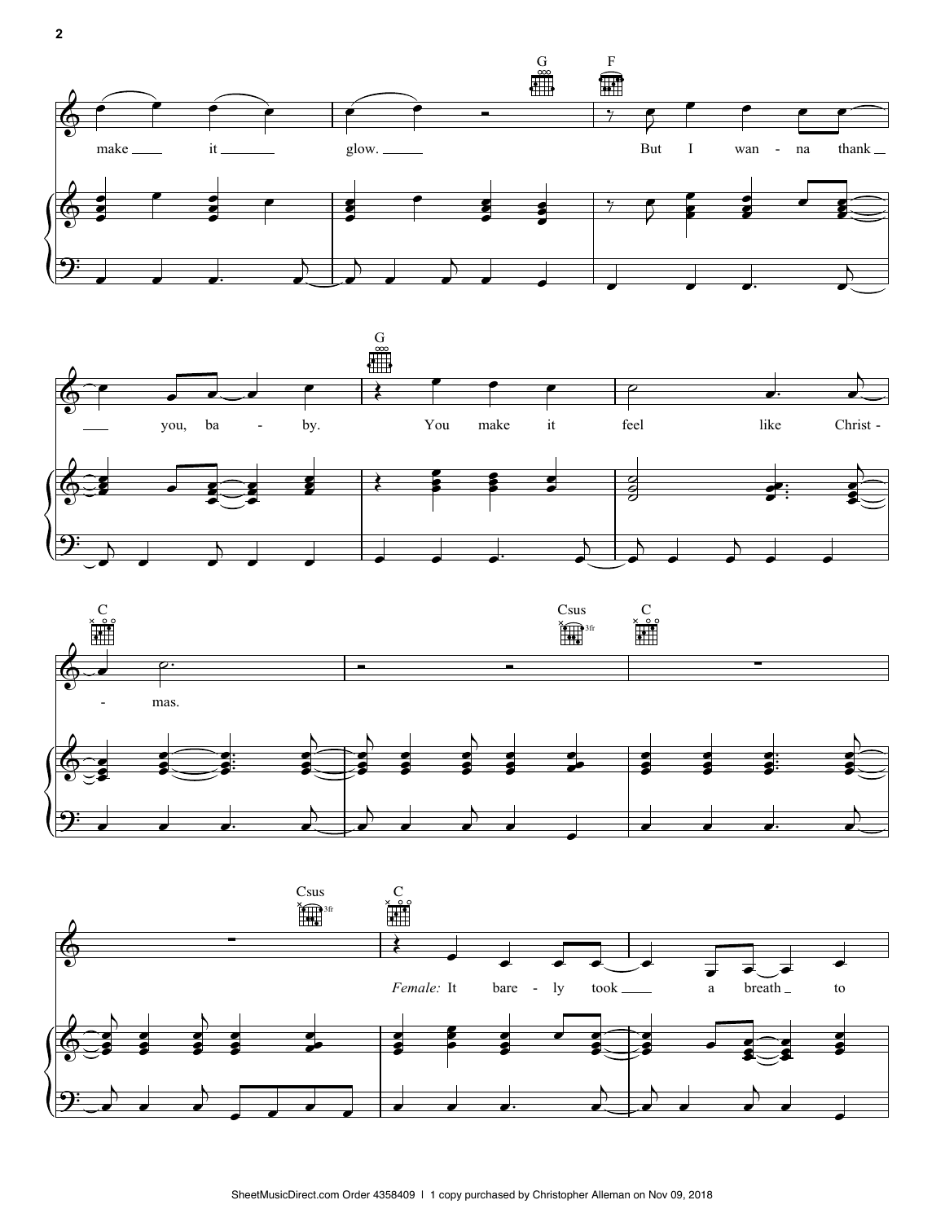make it glow.

G F

But I wan - na thank you, ba - by.

G

You make it feel like Christ - mas.

C Csus C

Csus C

*Female:* It bare - ly took a breath to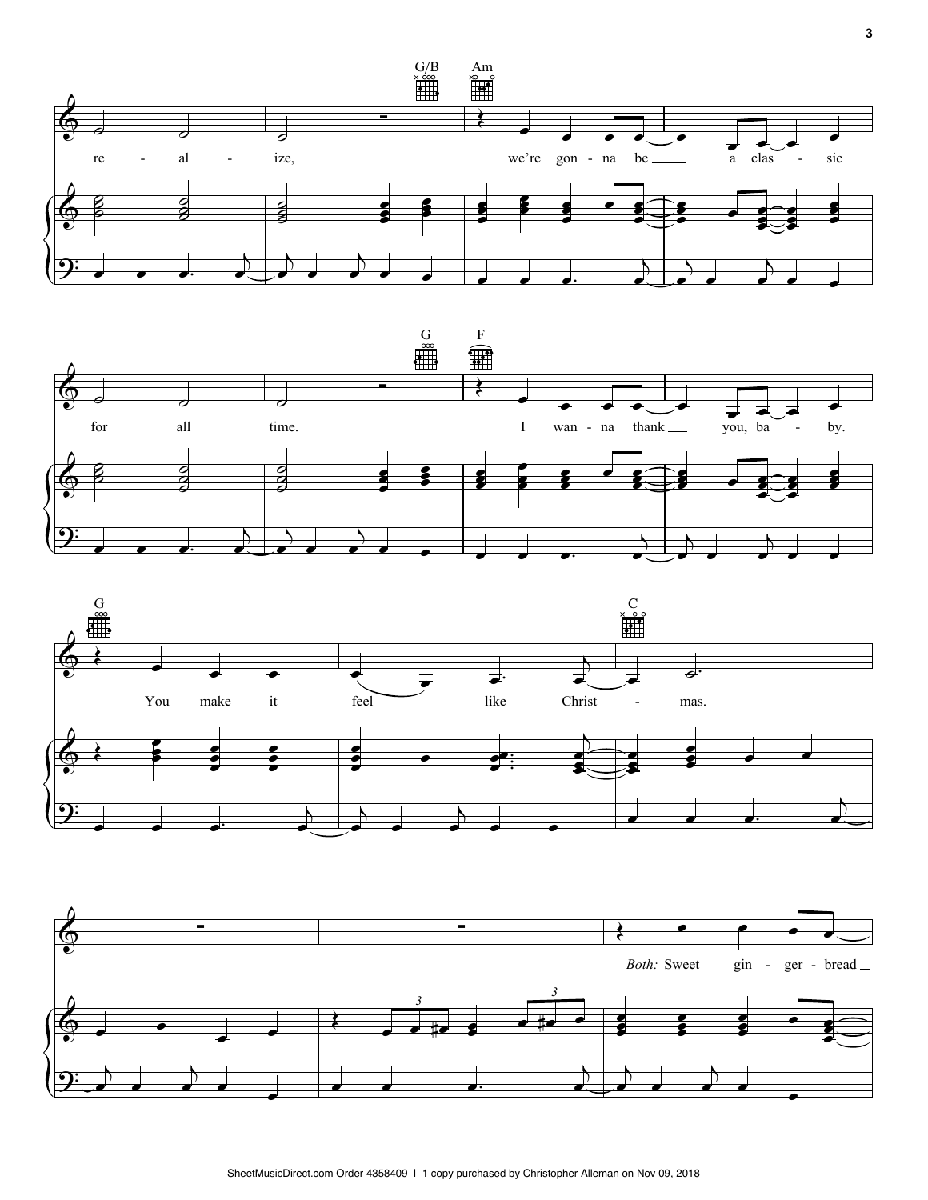G/B Am

re - al - ize, we're gon - na be a clas - sic

G F

for all time. I wan - na thank you, ba - by.

G C

You make it feel like Christ - mas.

*Both:* Sweet gin - ger - bread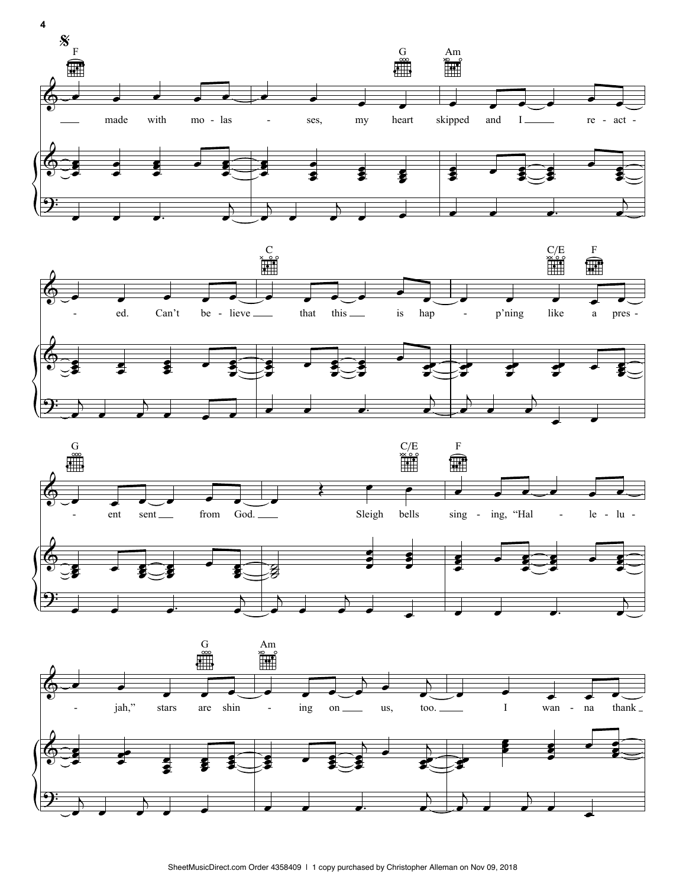F G Am

made with mo-las - ses, my heart skipped and I re-act-

C C/E F

- ed. Can't be-lieve that this is hap - p'ning like a pres-

G C/E F

- ent sent from God. Sleigh bells sing - ing, "Hal - le-lu-

G Am

- jah," stars are shin - ing on us, too. I wan-na thank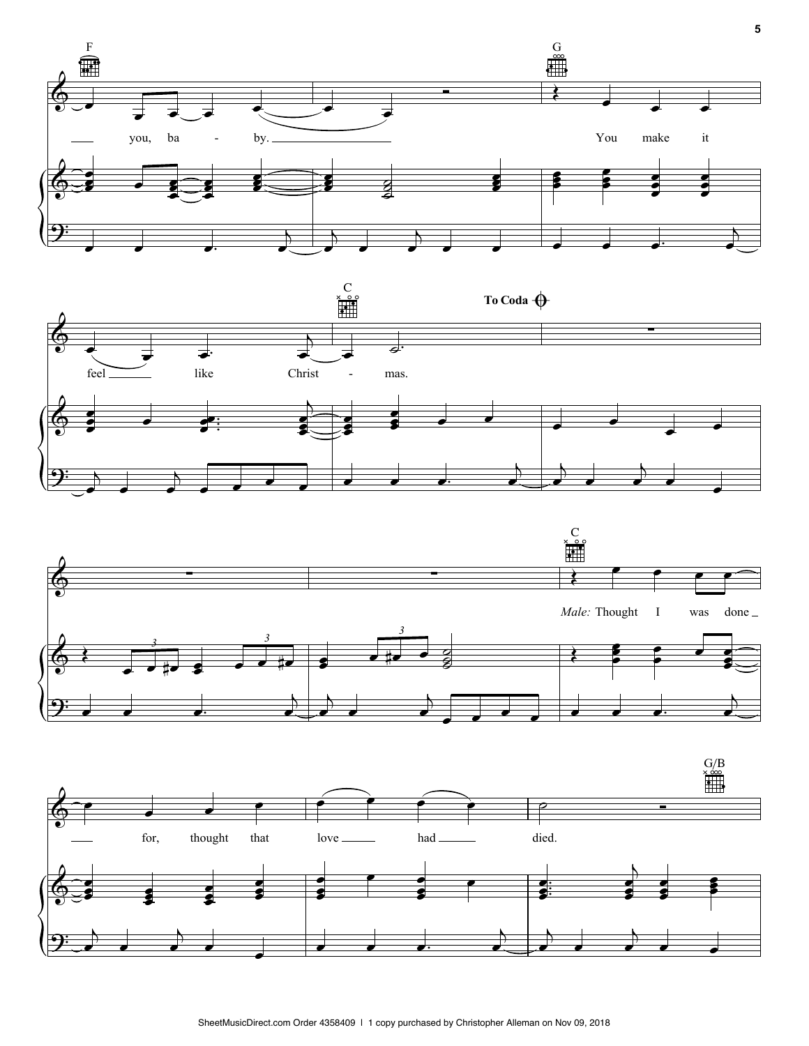F G

you, baby. You make it

C

feel like Christmas.

To Coda

C

*Male:* Thought I was done

G/B

for, thought that love had died.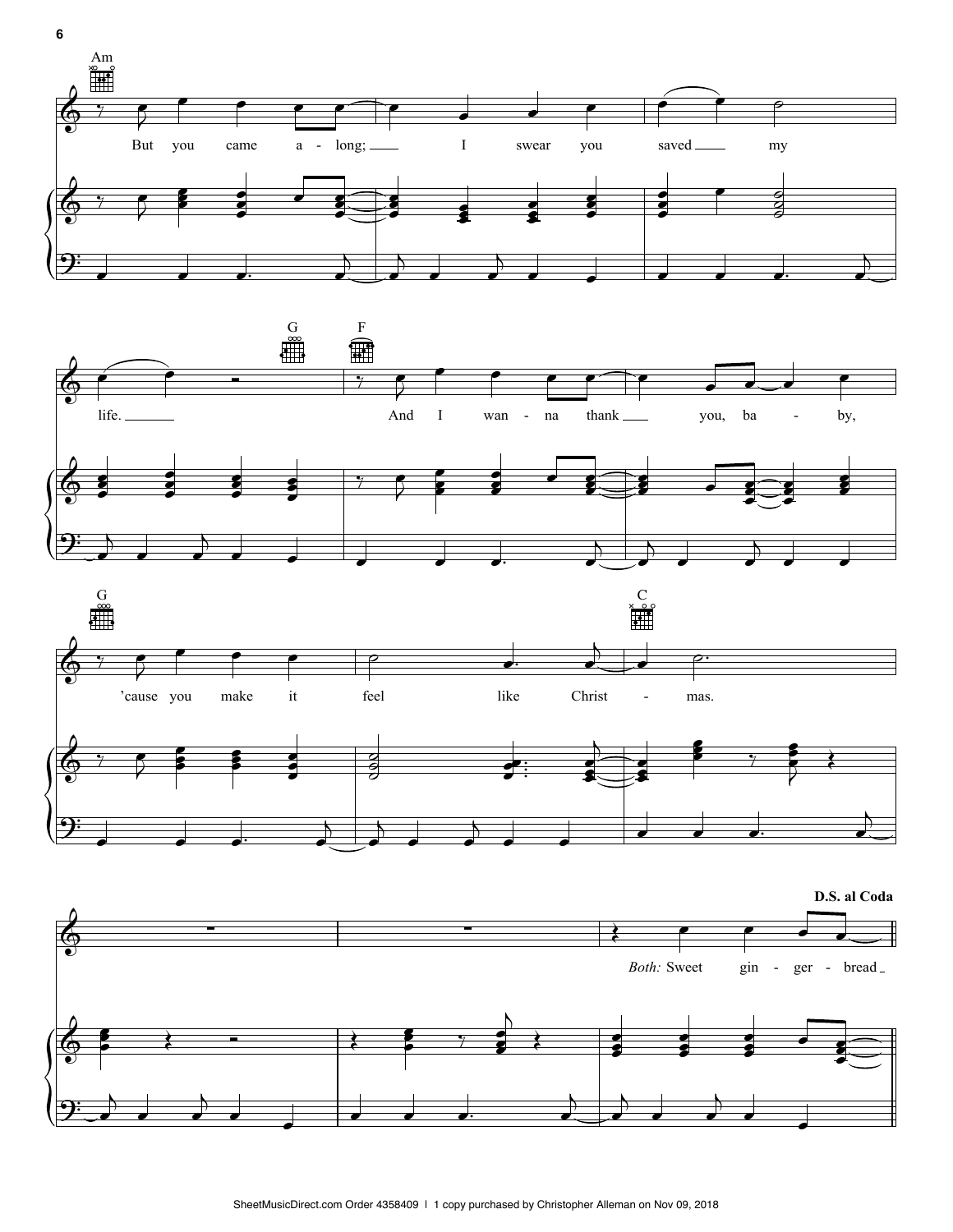Am

But you came a - long; I swear you saved my

G F

life. And I wan - na thank you, ba - by,

G C

'cause you make it feel like Christ - mas.

**D.S. al Coda**

*Both:* Sweet gin - ger - bread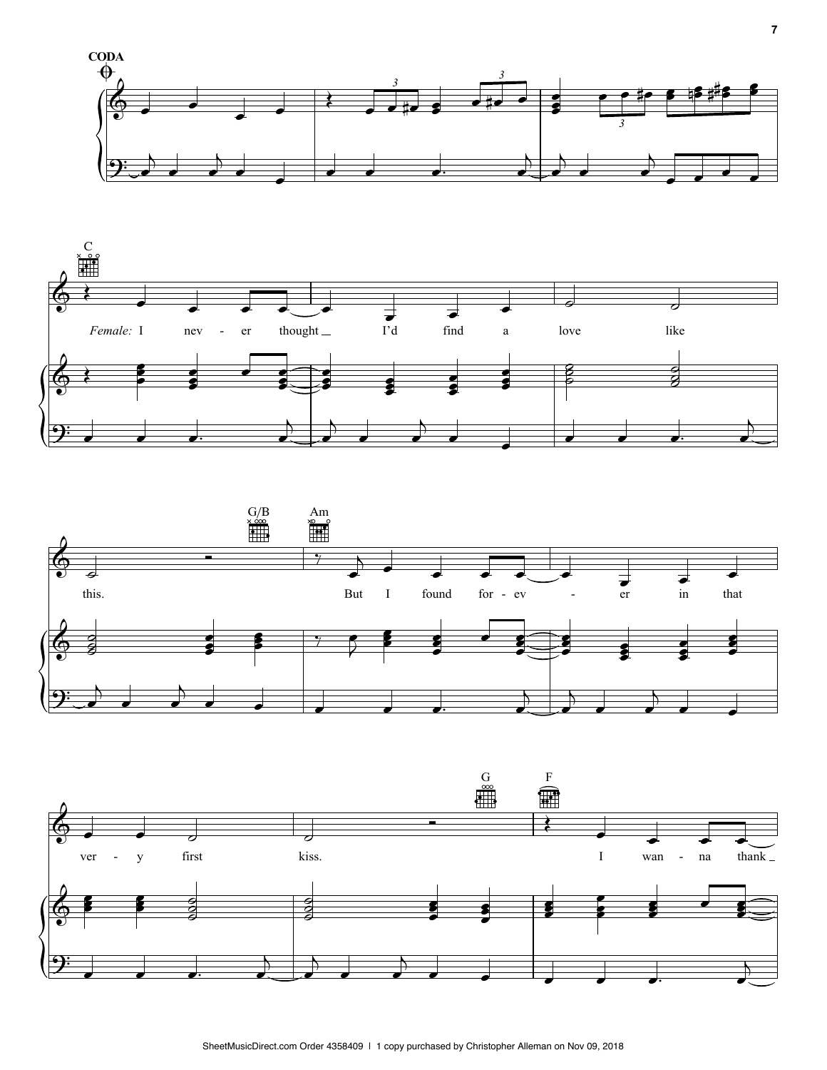**CODA**

C

*Female:* I nev - er thought _ I'd find a love like this.

G/B Am

But I found for - ev - er in that ver - y first kiss.

G F

I wan - na thank _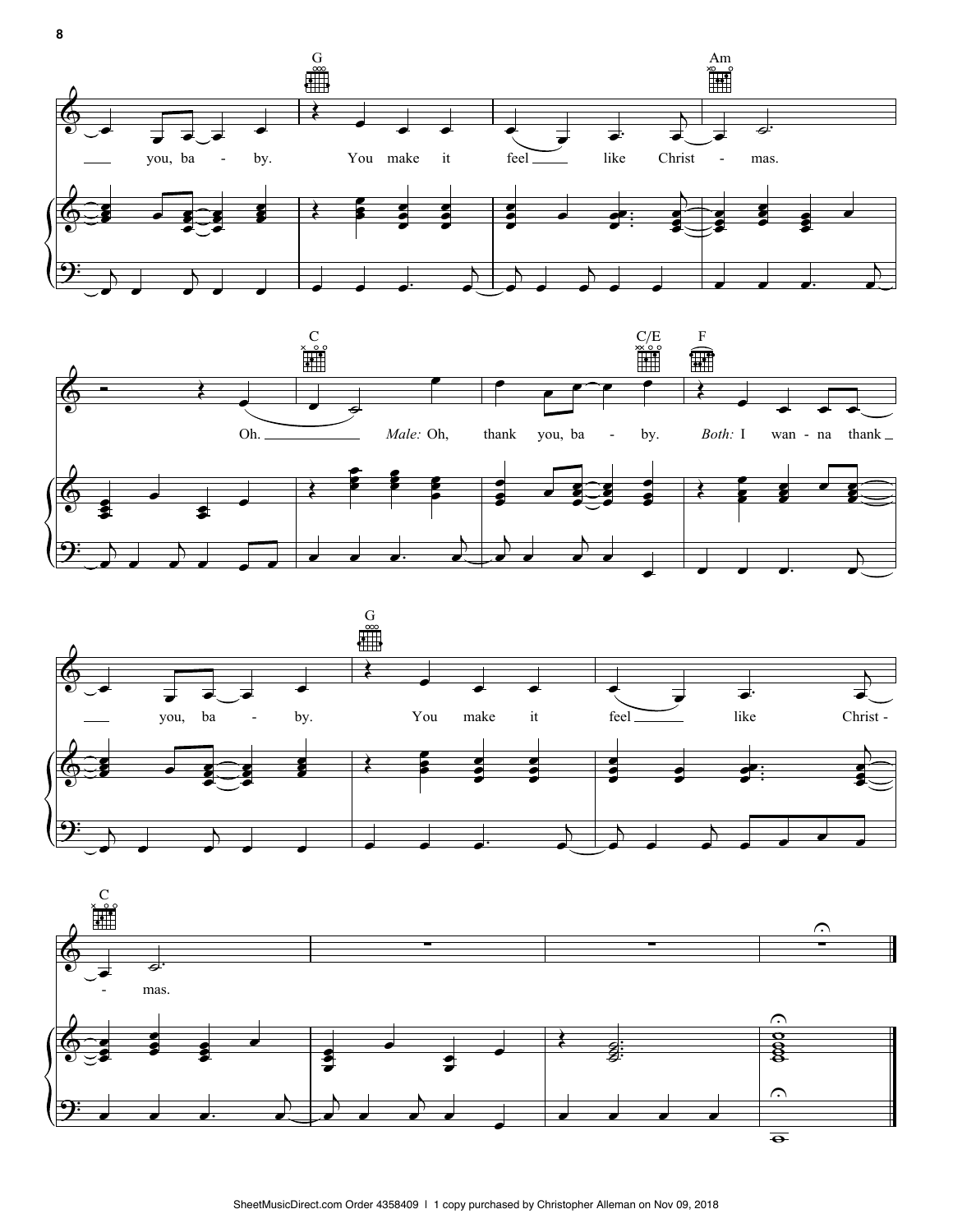G Am

you, ba - by. You make it feel like Christ - mas.

C C/E F

Oh. *Male:* Oh, thank you, ba - by. *Both:* I wan - na thank

G

you, ba - by. You make it feel like Christ -

C

- mas.